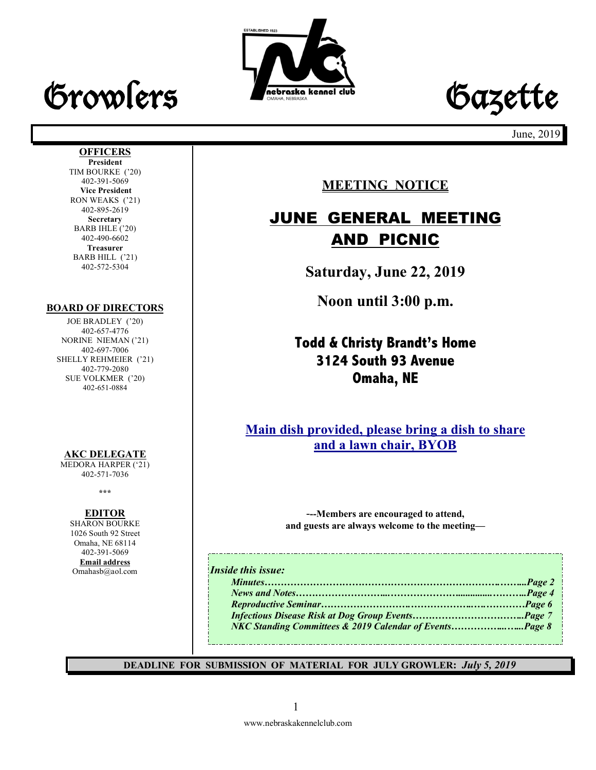# Growlers Gazette

June, 2019

**OFFICERS**

**President**
TIM BOURKE ('20)
402-391-5069

**Vice President**
RON WEAKS ('21)
402-895-2619

**Secretary**
BARB IHLE ('20)
402-490-6602

**Treasurer**
BARB HILL ('21)
402-572-5304

**BOARD OF DIRECTORS**

JOE BRADLEY ('20)
402-657-4776

NORINE NIEMAN ('21)
402-697-7006

SHELLY REHMEIER ('21)
402-779-2080

SUE VOLKMER ('20)
402-651-0884

**AKC DELEGATE**

MEDORA HARPER ('21)
402-571-7036

\*\*\*

**EDITOR**

SHARON BOURKE
1026 South 92 Street
Omaha, NE 68114
402-391-5069

**Email address**
Omahasb@aol.com

## MEETING NOTICE

# JUNE GENERAL MEETING AND PICNIC

**Saturday, June 22, 2019**

**Noon until 3:00 p.m.**

**Todd & Christy Brandt's Home**
**3124 South 93 Avenue**
**Omaha, NE**

**Main dish provided, please bring a dish to share and a lawn chair, BYOB**

**---Members are encouraged to attend, and guests are always welcome to the meeting—**

*Inside this issue:*

***Minutes…………………………………………………………………….....Page 2***
***News and Notes……………………...……………………..............………..Page 4***
***Reproductive Seminar……………………..……………….….……………Page 6***
***Infectious Disease Risk at Dog Group Events……………………………...Page 7***
***NKC Standing Committees & 2019 Calendar of Events……………...…...Page 8***

**DEADLINE FOR SUBMISSION OF MATERIAL FOR JULY GROWLER:** ***July 5, 2019***

www.nebraskakennelclub.com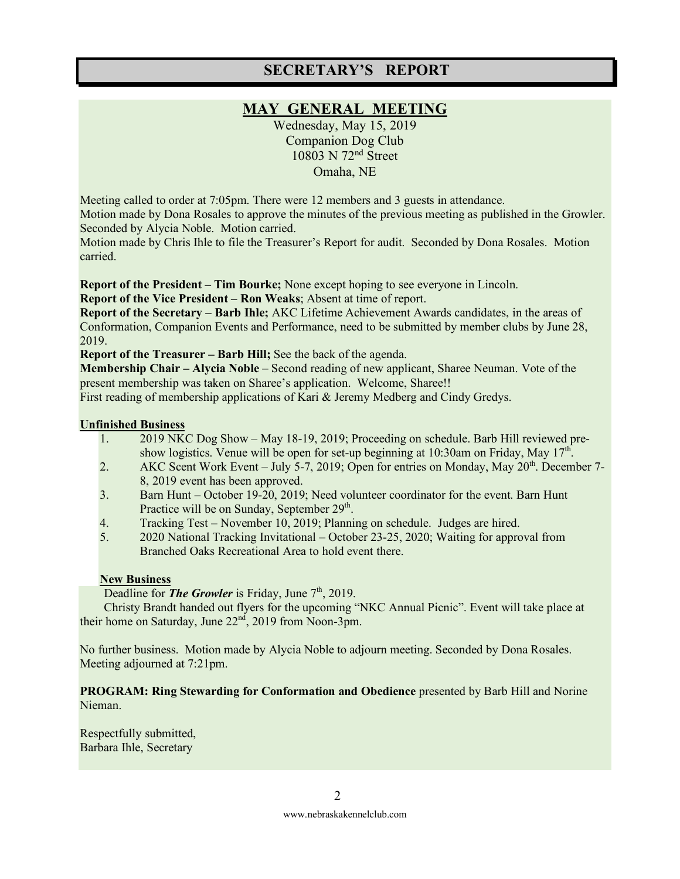# SECRETARY'S REPORT

## MAY GENERAL MEETING

Wednesday, May 15, 2019
Companion Dog Club
10803 N 72nd Street
Omaha, NE

Meeting called to order at 7:05pm. There were 12 members and 3 guests in attendance.
Motion made by Dona Rosales to approve the minutes of the previous meeting as published in the Growler. Seconded by Alycia Noble. Motion carried.
Motion made by Chris Ihle to file the Treasurer's Report for audit. Seconded by Dona Rosales. Motion carried.

**Report of the President – Tim Bourke;** None except hoping to see everyone in Lincoln.
**Report of the Vice President – Ron Weaks**; Absent at time of report.
**Report of the Secretary – Barb Ihle;** AKC Lifetime Achievement Awards candidates, in the areas of Conformation, Companion Events and Performance, need to be submitted by member clubs by June 28, 2019.
**Report of the Treasurer – Barb Hill;** See the back of the agenda.
**Membership Chair – Alycia Noble** – Second reading of new applicant, Sharee Neuman. Vote of the present membership was taken on Sharee's application. Welcome, Sharee!!
First reading of membership applications of Kari & Jeremy Medberg and Cindy Gredys.

**Unfinished Business**

1. 2019 NKC Dog Show – May 18-19, 2019; Proceeding on schedule. Barb Hill reviewed pre-show logistics. Venue will be open for set-up beginning at 10:30am on Friday, May 17th.
2. AKC Scent Work Event – July 5-7, 2019; Open for entries on Monday, May 20th. December 7-8, 2019 event has been approved.
3. Barn Hunt – October 19-20, 2019; Need volunteer coordinator for the event. Barn Hunt Practice will be on Sunday, September 29th.
4. Tracking Test – November 10, 2019; Planning on schedule. Judges are hired.
5. 2020 National Tracking Invitational – October 23-25, 2020; Waiting for approval from Branched Oaks Recreational Area to hold event there.

**New Business**

Deadline for ***The Growler*** is Friday, June 7th, 2019.

Christy Brandt handed out flyers for the upcoming "NKC Annual Picnic". Event will take place at their home on Saturday, June 22nd, 2019 from Noon-3pm.

No further business. Motion made by Alycia Noble to adjourn meeting. Seconded by Dona Rosales. Meeting adjourned at 7:21pm.

**PROGRAM: Ring Stewarding for Conformation and Obedience** presented by Barb Hill and Norine Nieman.

Respectfully submitted,
Barbara Ihle, Secretary

www.nebraskakennelclub.com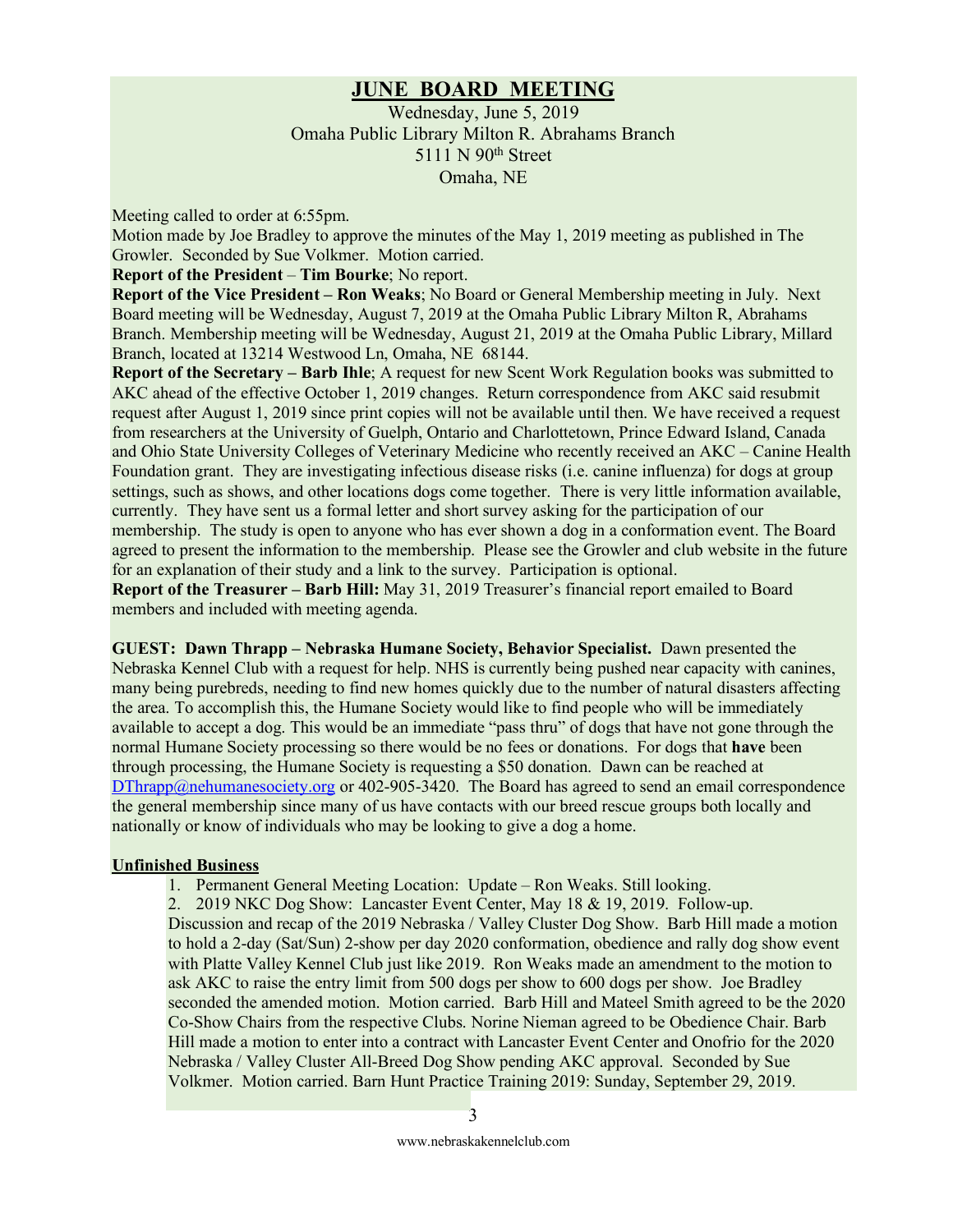# JUNE BOARD MEETING

Wednesday, June 5, 2019
Omaha Public Library Milton R. Abrahams Branch
5111 N 90th Street
Omaha, NE

Meeting called to order at 6:55pm.

Motion made by Joe Bradley to approve the minutes of the May 1, 2019 meeting as published in The Growler. Seconded by Sue Volkmer. Motion carried.

**Report of the President** – **Tim Bourke**; No report.

**Report of the Vice President – Ron Weaks**; No Board or General Membership meeting in July. Next Board meeting will be Wednesday, August 7, 2019 at the Omaha Public Library Milton R, Abrahams Branch. Membership meeting will be Wednesday, August 21, 2019 at the Omaha Public Library, Millard Branch, located at 13214 Westwood Ln, Omaha, NE 68144.

**Report of the Secretary – Barb Ihle**; A request for new Scent Work Regulation books was submitted to AKC ahead of the effective October 1, 2019 changes. Return correspondence from AKC said resubmit request after August 1, 2019 since print copies will not be available until then. We have received a request from researchers at the University of Guelph, Ontario and Charlottetown, Prince Edward Island, Canada and Ohio State University Colleges of Veterinary Medicine who recently received an AKC – Canine Health Foundation grant. They are investigating infectious disease risks (i.e. canine influenza) for dogs at group settings, such as shows, and other locations dogs come together. There is very little information available, currently. They have sent us a formal letter and short survey asking for the participation of our membership. The study is open to anyone who has ever shown a dog in a conformation event. The Board agreed to present the information to the membership. Please see the Growler and club website in the future for an explanation of their study and a link to the survey. Participation is optional.

**Report of the Treasurer – Barb Hill:** May 31, 2019 Treasurer's financial report emailed to Board members and included with meeting agenda.

**GUEST: Dawn Thrapp – Nebraska Humane Society, Behavior Specialist.** Dawn presented the Nebraska Kennel Club with a request for help. NHS is currently being pushed near capacity with canines, many being purebreds, needing to find new homes quickly due to the number of natural disasters affecting the area. To accomplish this, the Humane Society would like to find people who will be immediately available to accept a dog. This would be an immediate "pass thru" of dogs that have not gone through the normal Humane Society processing so there would be no fees or donations. For dogs that **have** been through processing, the Humane Society is requesting a $50 donation. Dawn can be reached at DThrapp@nehumanesociety.org or 402-905-3420. The Board has agreed to send an email correspondence the general membership since many of us have contacts with our breed rescue groups both locally and nationally or know of individuals who may be looking to give a dog a home.

**Unfinished Business**

1. Permanent General Meeting Location: Update – Ron Weaks. Still looking.
2. 2019 NKC Dog Show: Lancaster Event Center, May 18 & 19, 2019. Follow-up.
   Discussion and recap of the 2019 Nebraska / Valley Cluster Dog Show. Barb Hill made a motion to hold a 2-day (Sat/Sun) 2-show per day 2020 conformation, obedience and rally dog show event with Platte Valley Kennel Club just like 2019. Ron Weaks made an amendment to the motion to ask AKC to raise the entry limit from 500 dogs per show to 600 dogs per show. Joe Bradley seconded the amended motion. Motion carried. Barb Hill and Mateel Smith agreed to be the 2020 Co-Show Chairs from the respective Clubs. Norine Nieman agreed to be Obedience Chair. Barb Hill made a motion to enter into a contract with Lancaster Event Center and Onofrio for the 2020 Nebraska / Valley Cluster All-Breed Dog Show pending AKC approval. Seconded by Sue Volkmer. Motion carried. Barn Hunt Practice Training 2019: Sunday, September 29, 2019.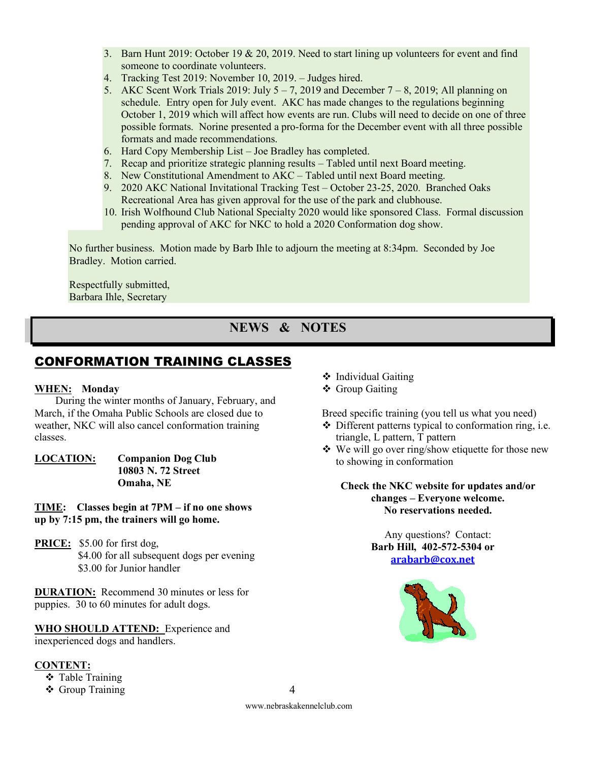3. Barn Hunt 2019: October 19 & 20, 2019. Need to start lining up volunteers for event and find someone to coordinate volunteers.
4. Tracking Test 2019: November 10, 2019. – Judges hired.
5. AKC Scent Work Trials 2019: July 5 – 7, 2019 and December 7 – 8, 2019; All planning on schedule. Entry open for July event. AKC has made changes to the regulations beginning October 1, 2019 which will affect how events are run. Clubs will need to decide on one of three possible formats. Norine presented a pro-forma for the December event with all three possible formats and made recommendations.
6. Hard Copy Membership List – Joe Bradley has completed.
7. Recap and prioritize strategic planning results – Tabled until next Board meeting.
8. New Constitutional Amendment to AKC – Tabled until next Board meeting.
9. 2020 AKC National Invitational Tracking Test – October 23-25, 2020. Branched Oaks Recreational Area has given approval for the use of the park and clubhouse.
10. Irish Wolfhound Club National Specialty 2020 would like sponsored Class. Formal discussion pending approval of AKC for NKC to hold a 2020 Conformation dog show.

No further business. Motion made by Barb Ihle to adjourn the meeting at 8:34pm. Seconded by Joe Bradley. Motion carried.

Respectfully submitted,
Barbara Ihle, Secretary

# NEWS & NOTES

## CONFORMATION TRAINING CLASSES

**WHEN: Monday**

During the winter months of January, February, and March, if the Omaha Public Schools are closed due to weather, NKC will also cancel conformation training classes.

**LOCATION:** **Companion Dog Club**
**10803 N. 72 Street**
**Omaha, NE**

**TIME: Classes begin at 7PM – if no one shows up by 7:15 pm, the trainers will go home.**

**PRICE:** $5.00 for first dog,
$4.00 for all subsequent dogs per evening
$3.00 for Junior handler

**DURATION:** Recommend 30 minutes or less for puppies. 30 to 60 minutes for adult dogs.

**WHO SHOULD ATTEND:** Experience and inexperienced dogs and handlers.

**CONTENT:**

- Table Training
- Group Training
- Individual Gaiting
- Group Gaiting

Breed specific training (you tell us what you need)

- Different patterns typical to conformation ring, i.e. triangle, L pattern, T pattern
- We will go over ring/show etiquette for those new to showing in conformation

**Check the NKC website for updates and/or changes – Everyone welcome.**
**No reservations needed.**

Any questions? Contact:
**Barb Hill, 402-572-5304 or**
**arabarb@cox.net**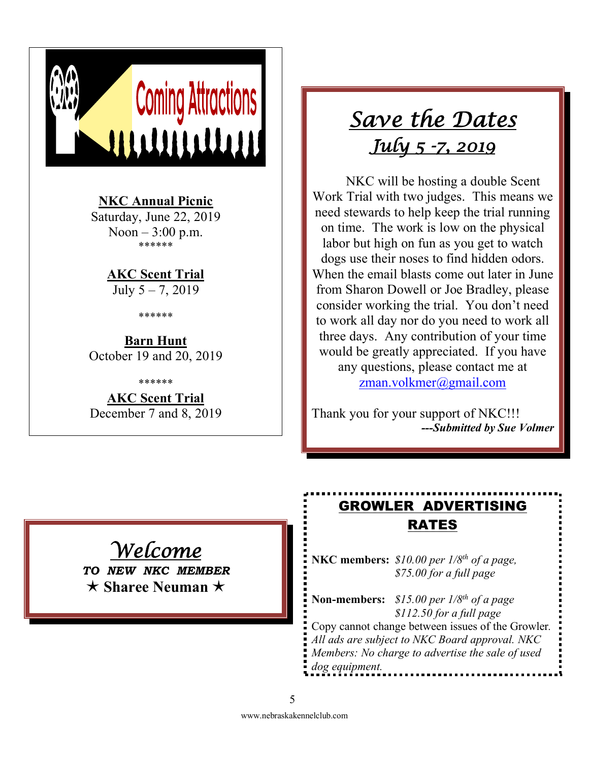Coming Attractions

**NKC Annual Picnic**
Saturday, June 22, 2019
Noon – 3:00 p.m.

******

**AKC Scent Trial**
July 5 – 7, 2019

******

**Barn Hunt**
October 19 and 20, 2019

******

**AKC Scent Trial**
December 7 and 8, 2019

## *Save the Dates*

### *July 5 -7, 2019*

NKC will be hosting a double Scent Work Trial with two judges. This means we need stewards to help keep the trial running on time. The work is low on the physical labor but high on fun as you get to watch dogs use their noses to find hidden odors. When the email blasts come out later in June from Sharon Dowell or Joe Bradley, please consider working the trial. You don't need to work all day nor do you need to work all three days. Any contribution of your time would be greatly appreciated. If you have any questions, please contact me at zman.volkmer@gmail.com

Thank you for your support of NKC!!!

***---Submitted by Sue Volmer***

## *Welcome*

***TO NEW NKC MEMBER***

**★ Sharee Neuman ★**

## GROWLER ADVERTISING RATES

**NKC members:** *$10.00 per 1/8th of a page, $75.00 for a full page*

**Non-members:** *$15.00 per 1/8th of a page $112.50 for a full page*

Copy cannot change between issues of the Growler. *All ads are subject to NKC Board approval. NKC Members: No charge to advertise the sale of used dog equipment.*

www.nebraskakennelclub.com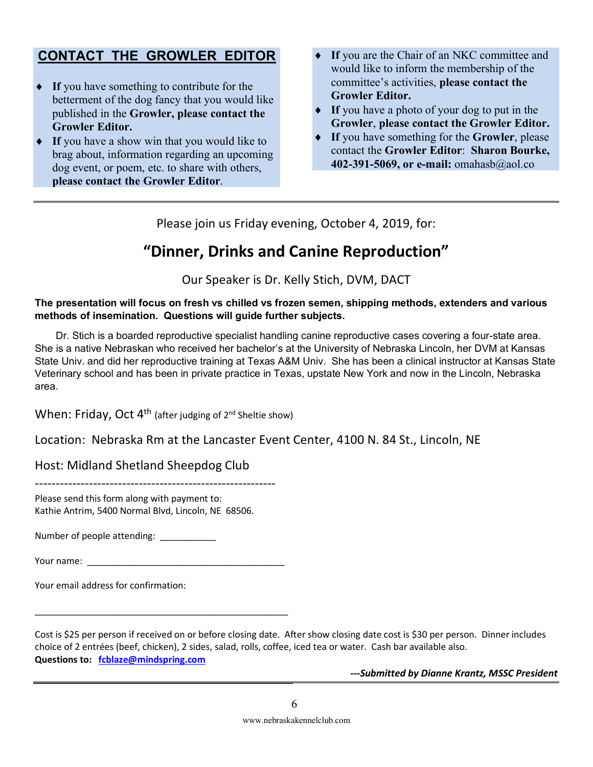## CONTACT THE GROWLER EDITOR

- **If** you have something to contribute for the betterment of the dog fancy that you would like published in the **Growler, please contact the Growler Editor.**
- **If** you have a show win that you would like to brag about, information regarding an upcoming dog event, or poem, etc. to share with others, **please contact the Growler Editor**.
- **If** you are the Chair of an NKC committee and would like to inform the membership of the committee's activities, **please contact the Growler Editor.**
- **If** you have a photo of your dog to put in the **Growler**, **please contact the Growler Editor.**
- **If** you have something for the **Growler**, please contact the **Growler Editor**: **Sharon Bourke, 402-391-5069, or e-mail:** omahasb@aol.co

---

Please join us Friday evening, October 4, 2019, for:

## "Dinner, Drinks and Canine Reproduction"

Our Speaker is Dr. Kelly Stich, DVM, DACT

**The presentation will focus on fresh vs chilled vs frozen semen, shipping methods, extenders and various methods of insemination. Questions will guide further subjects.**

Dr. Stich is a boarded reproductive specialist handling canine reproductive cases covering a four-state area. She is a native Nebraskan who received her bachelor's at the University of Nebraska Lincoln, her DVM at Kansas State Univ. and did her reproductive training at Texas A&M Univ. She has been a clinical instructor at Kansas State Veterinary school and has been in private practice in Texas, upstate New York and now in the Lincoln, Nebraska area.

When: Friday, Oct 4th (after judging of 2nd Sheltie show)

Location: Nebraska Rm at the Lancaster Event Center, 4100 N. 84 St., Lincoln, NE

Host: Midland Shetland Sheepdog Club

----------------------------------------------------------

Please send this form along with payment to:
Kathie Antrim, 5400 Normal Blvd, Lincoln, NE 68506.

Number of people attending: ___________

Your name: ________________________________________

Your email address for confirmation:

___________________________________________________

Cost is $25 per person if received on or before closing date. After show closing date cost is $30 per person. Dinner includes choice of 2 entrées (beef, chicken), 2 sides, salad, rolls, coffee, iced tea or water. Cash bar available also.
**Questions to: fcblaze@mindspring.com**

***---Submitted by Dianne Krantz, MSSC President***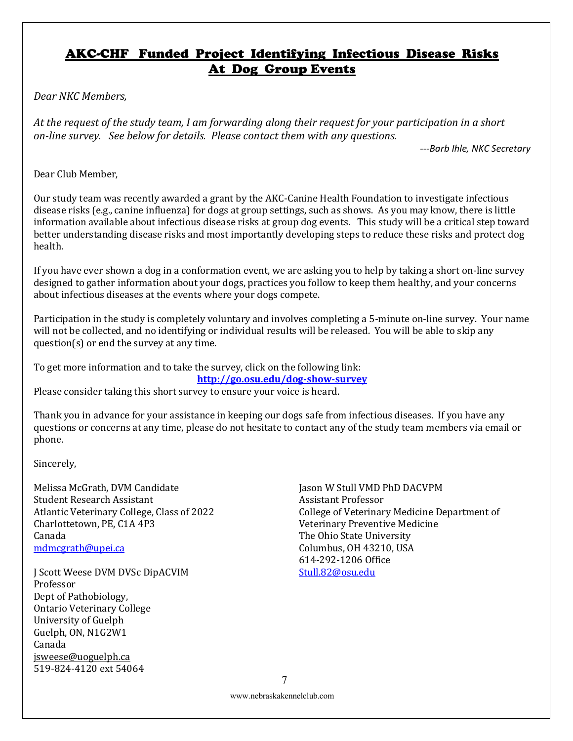# AKC-CHF Funded Project Identifying Infectious Disease Risks At Dog Group Events

*Dear NKC Members,*

*At the request of the study team, I am forwarding along their request for your participation in a short on-line survey. See below for details. Please contact them with any questions.*

*---Barb Ihle, NKC Secretary*

Dear Club Member,

Our study team was recently awarded a grant by the AKC-Canine Health Foundation to investigate infectious disease risks (e.g., canine influenza) for dogs at group settings, such as shows. As you may know, there is little information available about infectious disease risks at group dog events. This study will be a critical step toward better understanding disease risks and most importantly developing steps to reduce these risks and protect dog health.

If you have ever shown a dog in a conformation event, we are asking you to help by taking a short on-line survey designed to gather information about your dogs, practices you follow to keep them healthy, and your concerns about infectious diseases at the events where your dogs compete.

Participation in the study is completely voluntary and involves completing a 5-minute on-line survey. Your name will not be collected, and no identifying or individual results will be released. You will be able to skip any question(s) or end the survey at any time.

To get more information and to take the survey, click on the following link:

**http://go.osu.edu/dog-show-survey**

Please consider taking this short survey to ensure your voice is heard.

Thank you in advance for your assistance in keeping our dogs safe from infectious diseases. If you have any questions or concerns at any time, please do not hesitate to contact any of the study team members via email or phone.

Sincerely,

Melissa McGrath, DVM Candidate
Student Research Assistant
Atlantic Veterinary College, Class of 2022
Charlottetown, PE, C1A 4P3
Canada
mdmcgrath@upei.ca

J Scott Weese DVM DVSc DipACVIM
Professor
Dept of Pathobiology,
Ontario Veterinary College
University of Guelph
Guelph, ON, N1G2W1
Canada
jsweese@uoguelph.ca
519-824-4120 ext 54064

Jason W Stull VMD PhD DACVPM
Assistant Professor
College of Veterinary Medicine Department of Veterinary Preventive Medicine
The Ohio State University
Columbus, OH 43210, USA
614-292-1206 Office
Stull.82@osu.edu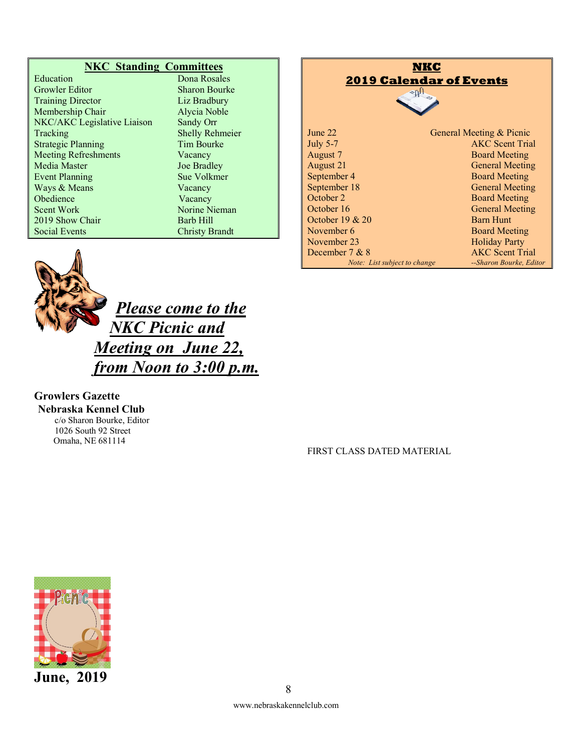## NKC Standing Committees

| | |
|---|---|
| Education | Dona Rosales |
| Growler Editor | Sharon Bourke |
| Training Director | Liz Bradbury |
| Membership Chair | Alycia Noble |
| NKC/AKC Legislative Liaison | Sandy Orr |
| Tracking | Shelly Rehmeier |
| Strategic Planning | Tim Bourke |
| Meeting Refreshments | Vacancy |
| Media Master | Joe Bradley |
| Event Planning | Sue Volkmer |
| Ways & Means | Vacancy |
| Obedience | Vacancy |
| Scent Work | Norine Nieman |
| 2019 Show Chair | Barb Hill |
| Social Events | Christy Brandt |

## NKC
## 2019 Calendar of Events

| | |
|---|---|
| June 22 | General Meeting & Picnic |
| July 5-7 | AKC Scent Trial |
| August 7 | Board Meeting |
| August 21 | General Meeting |
| September 4 | Board Meeting |
| September 18 | General Meeting |
| October 2 | Board Meeting |
| October 16 | General Meeting |
| October 19 & 20 | Barn Hunt |
| November 6 | Board Meeting |
| November 23 | Holiday Party |
| December 7 & 8 | AKC Scent Trial |

*Note: List subject to change* *--Sharon Bourke, Editor*

***Please come to the NKC Picnic and Meeting on June 22, from Noon to 3:00 p.m.***

**Growlers Gazette**
**Nebraska Kennel Club**
c/o Sharon Bourke, Editor
1026 South 92 Street
Omaha, NE 681114

FIRST CLASS DATED MATERIAL

**June, 2019**

www.nebraskakennelclub.com